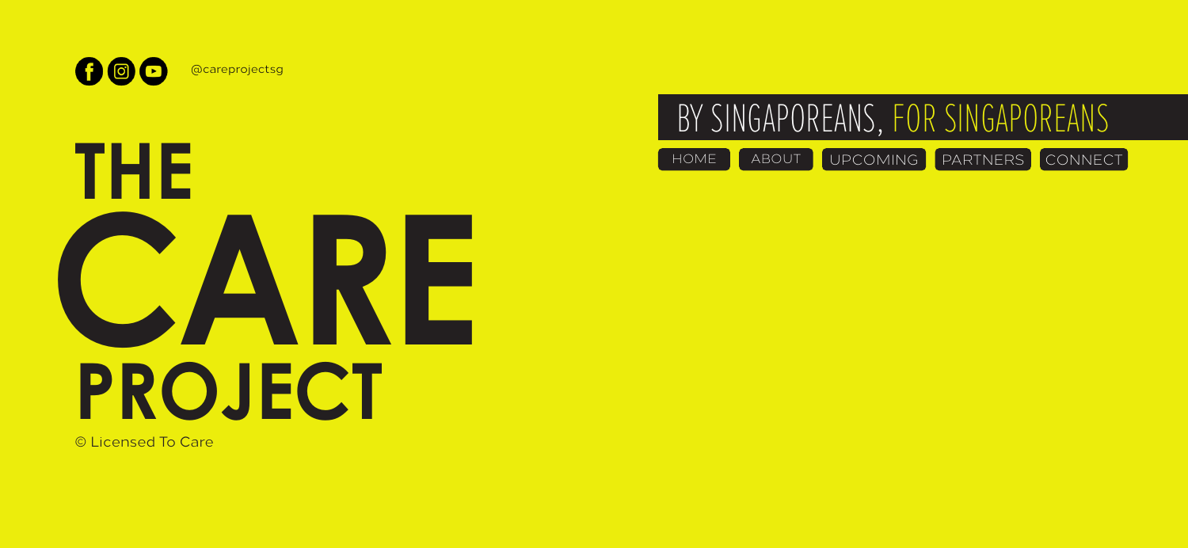@careprojectsg

# THE CARE PROJECT

© Licensed To Care

BY SINGAPOREANS, FOR SINGAPOREANS

HOME | ABOUT | UPCOMING | PARTNERS | CONNECT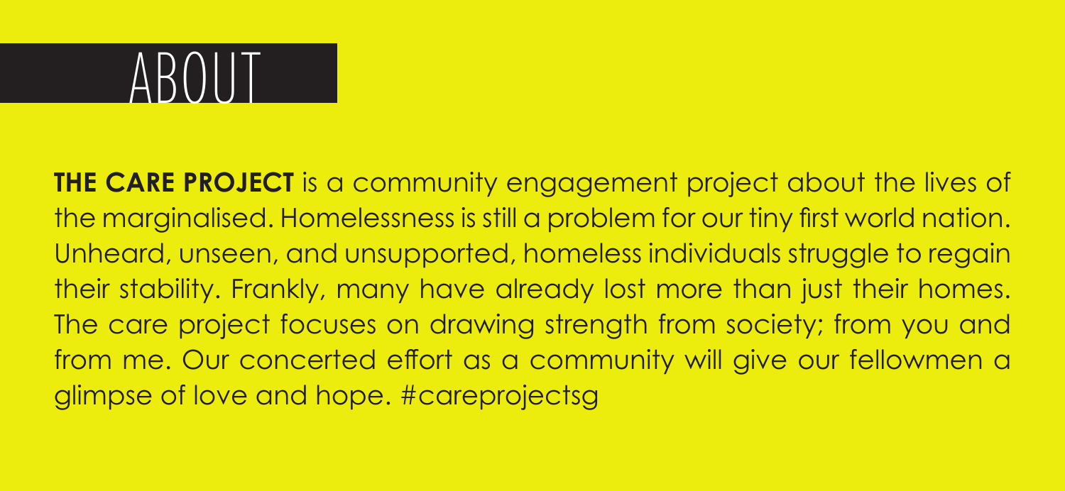# ABOUT

**THE CARE PROJECT** is a community engagement project about the lives of the marginalised. Homelessness is still a problem for our tiny first world nation. Unheard, unseen, and unsupported, homeless individuals struggle to regain their stability. Frankly, many have already lost more than just their homes. The care project focuses on drawing strength from society; from you and from me. Our concerted effort as a community will give our fellowmen a glimpse of love and hope. #careprojectsg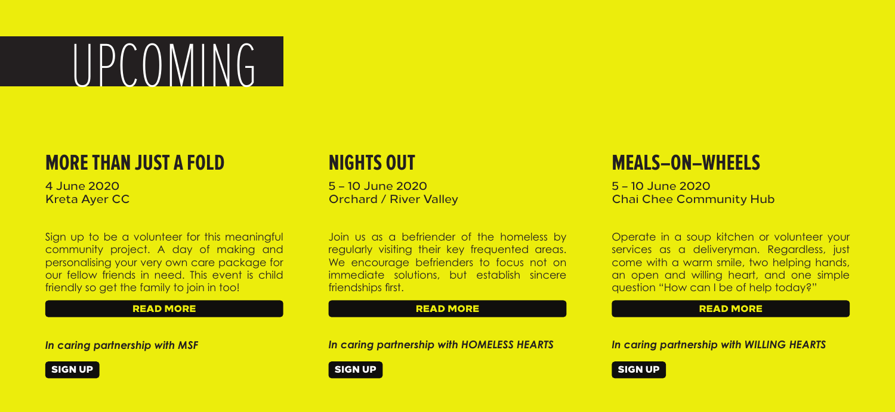# UPCOMING

## MORE THAN JUST A FOLD

4 June 2020
Kreta Ayer CC

Sign up to be a volunteer for this meaningful community project. A day of making and personalising your very own care package for our fellow friends in need. This event is child friendly so get the family to join in too!

**READ MORE**

***In caring partnership with MSF***

**SIGN UP**

## NIGHTS OUT

5 – 10 June 2020
Orchard / River Valley

Join us as a befriender of the homeless by regularly visiting their key frequented areas. We encourage befrienders to focus not on immediate solutions, but establish sincere friendships first.

**READ MORE**

***In caring partnership with HOMELESS HEARTS***

**SIGN UP**

## MEALS–ON–WHEELS

5 – 10 June 2020
Chai Chee Community Hub

Operate in a soup kitchen or volunteer your services as a deliveryman. Regardless, just come with a warm smile, two helping hands, an open and willing heart, and one simple question "How can I be of help today?"

**READ MORE**

***In caring partnership with WILLING HEARTS***

**SIGN UP**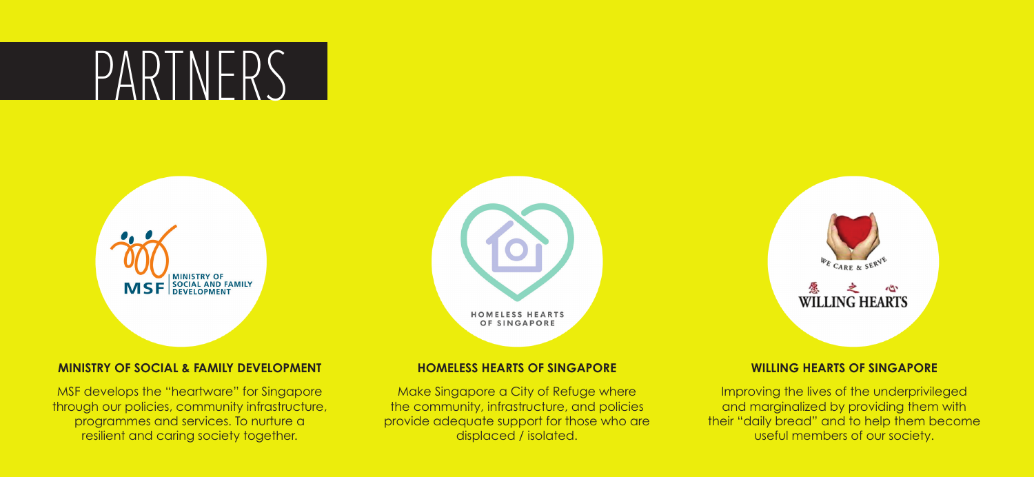# PARTNERS

### MINISTRY OF SOCIAL & FAMILY DEVELOPMENT

MSF develops the "heartware" for Singapore through our policies, community infrastructure, programmes and services. To nurture a resilient and caring society together.

### HOMELESS HEARTS OF SINGAPORE

Make Singapore a City of Refuge where the community, infrastructure, and policies provide adequate support for those who are displaced / isolated.

### WILLING HEARTS OF SINGAPORE

Improving the lives of the underprivileged and marginalized by providing them with their "daily bread" and to help them become useful members of our society.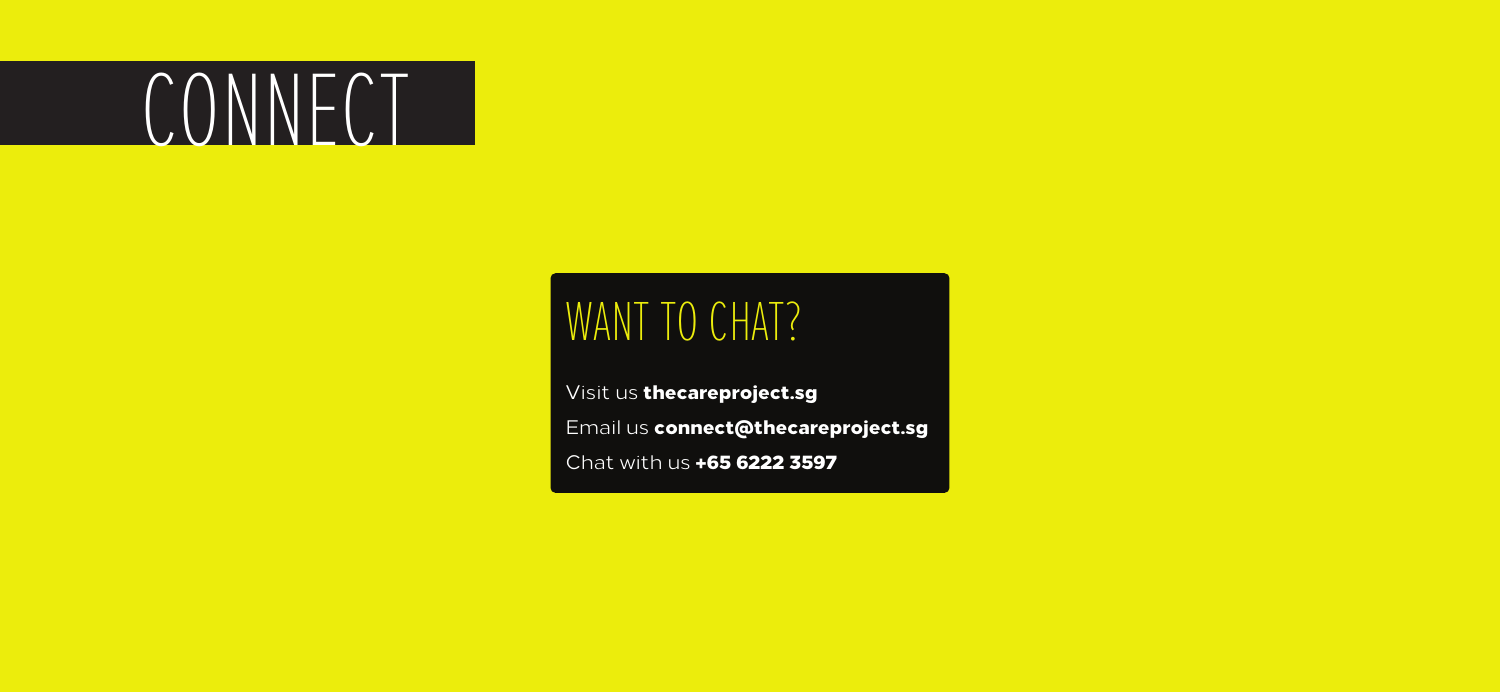# CONNECT

## WANT TO CHAT?

Visit us **thecareproject.sg**

Email us **connect@thecareproject.sg**

Chat with us **+65 6222 3597**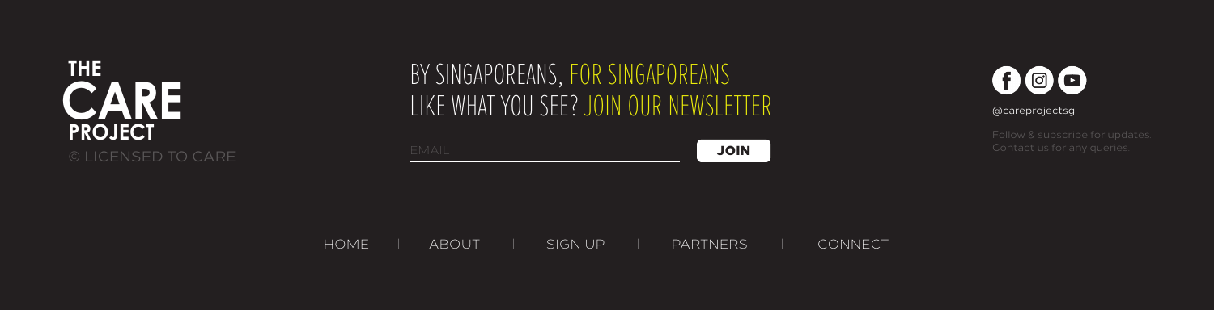**THE CARE PROJECT**

© LICENSED TO CARE

BY SINGAPOREANS, FOR SINGAPOREANS

LIKE WHAT YOU SEE? JOIN OUR NEWSLETTER

EMAIL

JOIN

@careprojectsg

Follow & subscribe for updates.
Contact us for any queries.

HOME | ABOUT | SIGN UP | PARTNERS | CONNECT